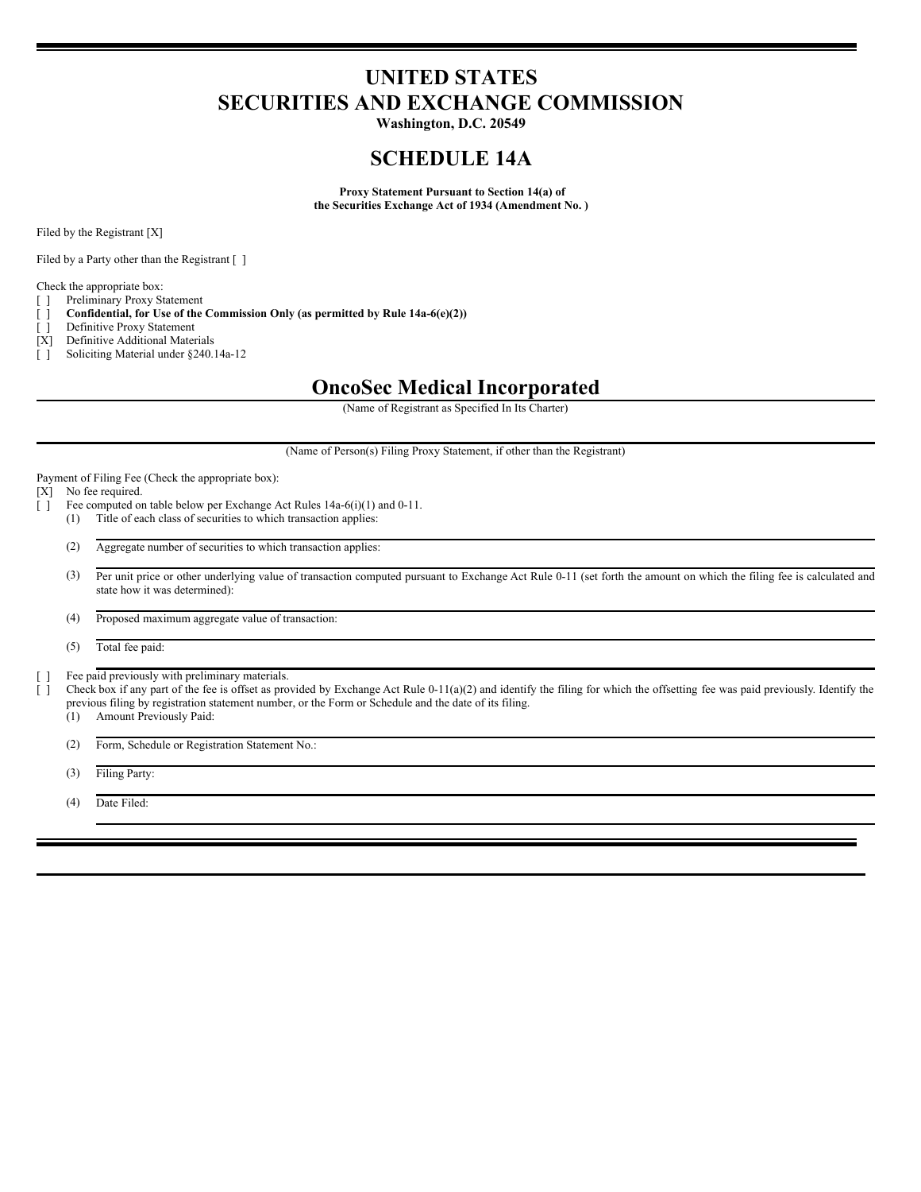# UNITED STATES
# SECURITIES AND EXCHANGE COMMISSION

**Washington, D.C. 20549**

## SCHEDULE 14A

**Proxy Statement Pursuant to Section 14(a) of the Securities Exchange Act of 1934 (Amendment No. )**

Filed by the Registrant [X]

Filed by a Party other than the Registrant [ ]

Check the appropriate box:

[ ] Preliminary Proxy Statement
[ ] **Confidential, for Use of the Commission Only (as permitted by Rule 14a-6(e)(2))**
[ ] Definitive Proxy Statement
[X] Definitive Additional Materials
[ ] Soliciting Material under §240.14a-12

## OncoSec Medical Incorporated

(Name of Registrant as Specified In Its Charter)

(Name of Person(s) Filing Proxy Statement, if other than the Registrant)

Payment of Filing Fee (Check the appropriate box):

[X] No fee required.
[ ] Fee computed on table below per Exchange Act Rules 14a-6(i)(1) and 0-11.

(1) Title of each class of securities to which transaction applies:

(2) Aggregate number of securities to which transaction applies:

(3) Per unit price or other underlying value of transaction computed pursuant to Exchange Act Rule 0-11 (set forth the amount on which the filing fee is calculated and state how it was determined):

(4) Proposed maximum aggregate value of transaction:

(5) Total fee paid:

[ ] Fee paid previously with preliminary materials.
[ ] Check box if any part of the fee is offset as provided by Exchange Act Rule 0-11(a)(2) and identify the filing for which the offsetting fee was paid previously. Identify the previous filing by registration statement number, or the Form or Schedule and the date of its filing.

(1) Amount Previously Paid:

(2) Form, Schedule or Registration Statement No.:

(3) Filing Party:

(4) Date Filed: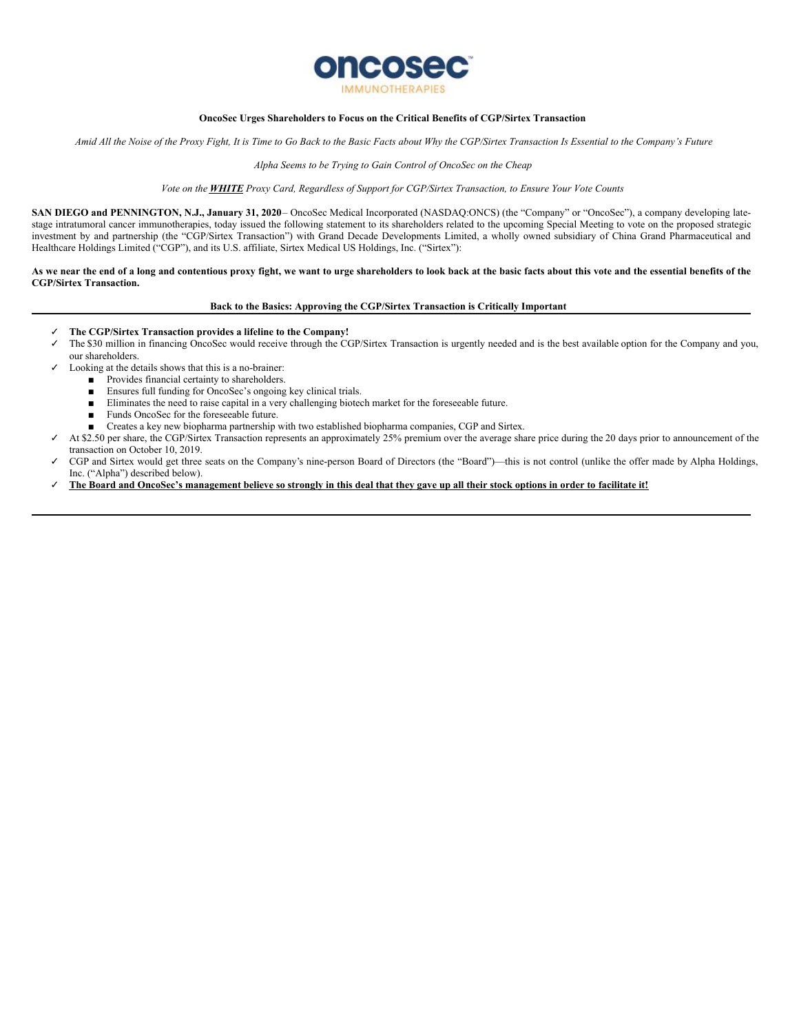**OncoSec Urges Shareholders to Focus on the Critical Benefits of CGP/Sirtex Transaction**

*Amid All the Noise of the Proxy Fight, It is Time to Go Back to the Basic Facts about Why the CGP/Sirtex Transaction Is Essential to the Company's Future*

*Alpha Seems to be Trying to Gain Control of OncoSec on the Cheap*

*Vote on the* ***WHITE*** *Proxy Card, Regardless of Support for CGP/Sirtex Transaction, to Ensure Your Vote Counts*

**SAN DIEGO and PENNINGTON, N.J., January 31, 2020** – OncoSec Medical Incorporated (NASDAQ:ONCS) (the "Company" or "OncoSec"), a company developing late-stage intratumoral cancer immunotherapies, today issued the following statement to its shareholders related to the upcoming Special Meeting to vote on the proposed strategic investment by and partnership (the "CGP/Sirtex Transaction") with Grand Decade Developments Limited, a wholly owned subsidiary of China Grand Pharmaceutical and Healthcare Holdings Limited ("CGP"), and its U.S. affiliate, Sirtex Medical US Holdings, Inc. ("Sirtex"):

**As we near the end of a long and contentious proxy fight, we want to urge shareholders to look back at the basic facts about this vote and the essential benefits of the CGP/Sirtex Transaction.**

**Back to the Basics: Approving the CGP/Sirtex Transaction is Critically Important**

- ✓ **The CGP/Sirtex Transaction provides a lifeline to the Company!**
- ✓ The $30 million in financing OncoSec would receive through the CGP/Sirtex Transaction is urgently needed and is the best available option for the Company and you, our shareholders.
- ✓ Looking at the details shows that this is a no-brainer:
  - Provides financial certainty to shareholders.
  - Ensures full funding for OncoSec's ongoing key clinical trials.
  - Eliminates the need to raise capital in a very challenging biotech market for the foreseeable future.
  - Funds OncoSec for the foreseeable future.
  - Creates a key new biopharma partnership with two established biopharma companies, CGP and Sirtex.
- ✓ At $2.50 per share, the CGP/Sirtex Transaction represents an approximately 25% premium over the average share price during the 20 days prior to announcement of the transaction on October 10, 2019.
- ✓ CGP and Sirtex would get three seats on the Company's nine-person Board of Directors (the "Board")—this is not control (unlike the offer made by Alpha Holdings, Inc. ("Alpha") described below).
- ✓ **The Board and OncoSec's management believe so strongly in this deal that they gave up all their stock options in order to facilitate it!**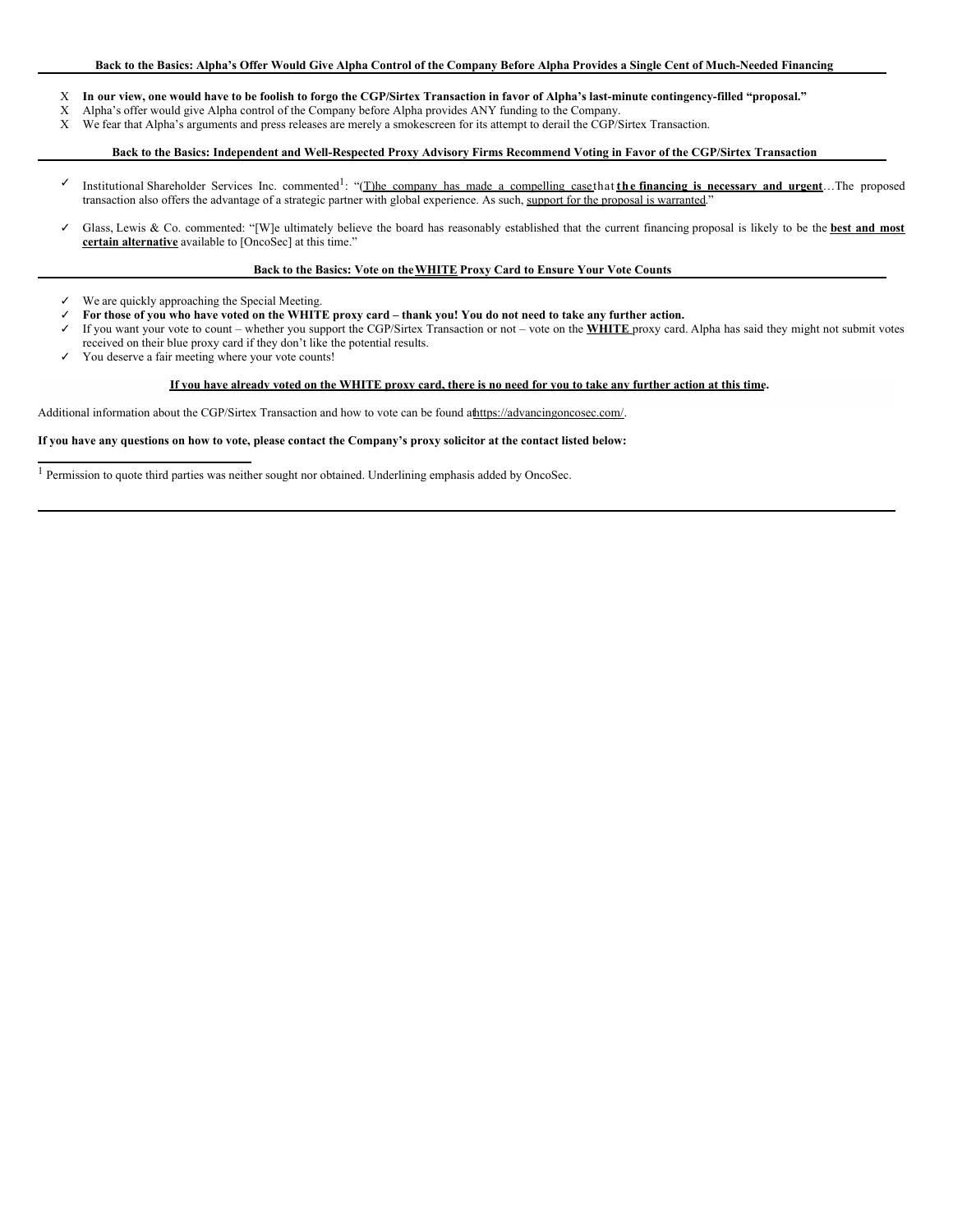**Back to the Basics: Alpha's Offer Would Give Alpha Control of the Company Before Alpha Provides a Single Cent of Much-Needed Financing**

- X **In our view, one would have to be foolish to forgo the CGP/Sirtex Transaction in favor of Alpha's last-minute contingency-filled "proposal."**
- X Alpha's offer would give Alpha control of the Company before Alpha provides ANY funding to the Company.
- X We fear that Alpha's arguments and press releases are merely a smokescreen for its attempt to derail the CGP/Sirtex Transaction.

**Back to the Basics: Independent and Well-Respected Proxy Advisory Firms Recommend Voting in Favor of the CGP/Sirtex Transaction**

- ✓ Institutional Shareholder Services Inc. commented[1]: "(T)he company has made a compelling case that **the financing is necessary and urgent**…The proposed transaction also offers the advantage of a strategic partner with global experience. As such, support for the proposal is warranted."
- ✓ Glass, Lewis & Co. commented: "[W]e ultimately believe the board has reasonably established that the current financing proposal is likely to be the **best and most certain alternative** available to [OncoSec] at this time."

**Back to the Basics: Vote on the WHITE Proxy Card to Ensure Your Vote Counts**

- ✓ We are quickly approaching the Special Meeting.
- ✓ **For those of you who have voted on the WHITE proxy card – thank you! You do not need to take any further action.**
- ✓ If you want your vote to count – whether you support the CGP/Sirtex Transaction or not – vote on the **WHITE** proxy card. Alpha has said they might not submit votes received on their blue proxy card if they don't like the potential results.
- ✓ You deserve a fair meeting where your vote counts!

**If you have already voted on the WHITE proxy card, there is no need for you to take any further action at this time.**

Additional information about the CGP/Sirtex Transaction and how to vote can be found at https://advancingoncosec.com/.

**If you have any questions on how to vote, please contact the Company's proxy solicitor at the contact listed below:**

[1] Permission to quote third parties was neither sought nor obtained. Underlining emphasis added by OncoSec.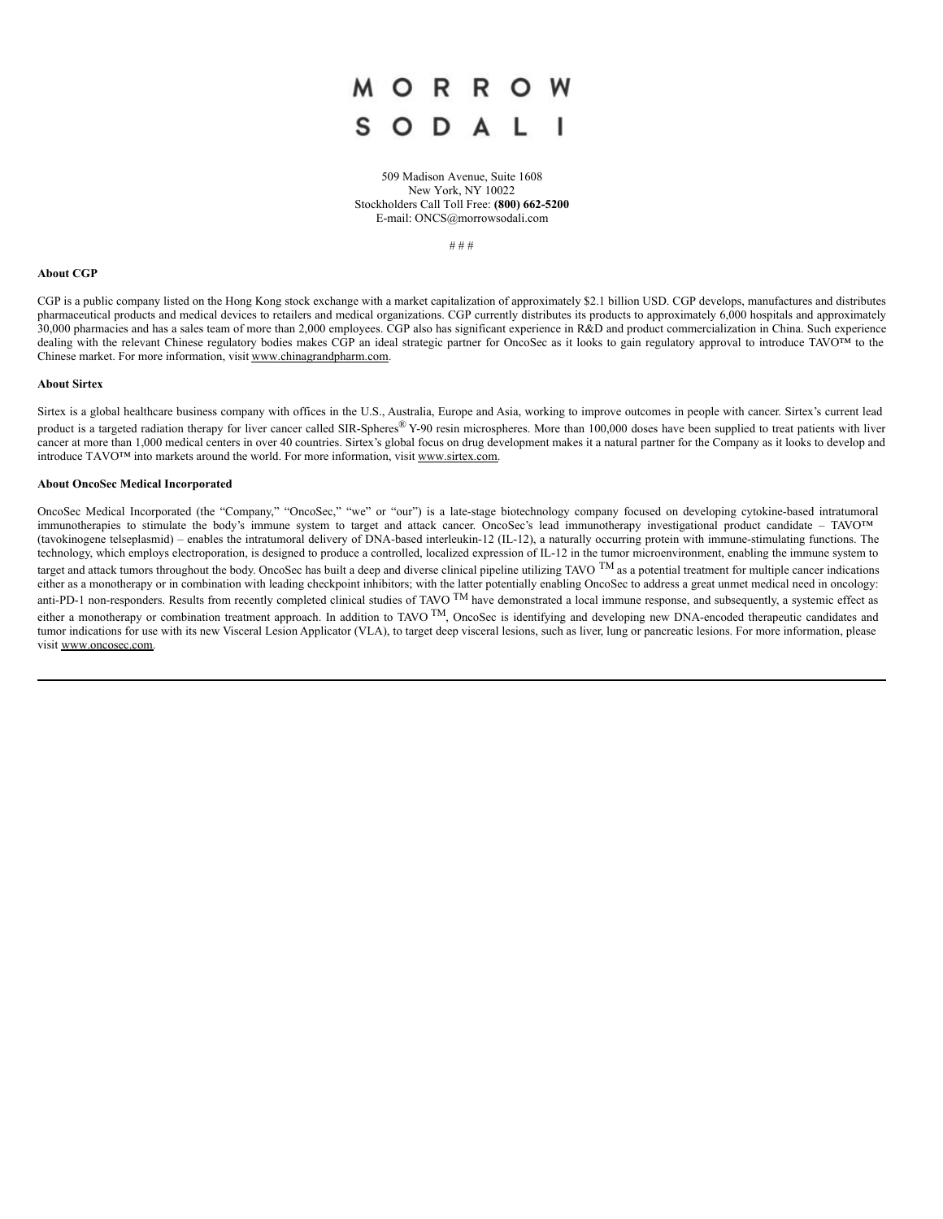MORROW
SODALI

509 Madison Avenue, Suite 1608
New York, NY 10022
Stockholders Call Toll Free: **(800) 662-5200**
E-mail: ONCS@morrowsodali.com

# # #

**About CGP**

CGP is a public company listed on the Hong Kong stock exchange with a market capitalization of approximately $2.1 billion USD. CGP develops, manufactures and distributes pharmaceutical products and medical devices to retailers and medical organizations. CGP currently distributes its products to approximately 6,000 hospitals and approximately 30,000 pharmacies and has a sales team of more than 2,000 employees. CGP also has significant experience in R&D and product commercialization in China. Such experience dealing with the relevant Chinese regulatory bodies makes CGP an ideal strategic partner for OncoSec as it looks to gain regulatory approval to introduce TAVO™ to the Chinese market. For more information, visit www.chinagrandpharm.com.

**About Sirtex**

Sirtex is a global healthcare business company with offices in the U.S., Australia, Europe and Asia, working to improve outcomes in people with cancer. Sirtex's current lead product is a targeted radiation therapy for liver cancer called SIR-Spheres® Y-90 resin microspheres. More than 100,000 doses have been supplied to treat patients with liver cancer at more than 1,000 medical centers in over 40 countries. Sirtex's global focus on drug development makes it a natural partner for the Company as it looks to develop and introduce TAVO™ into markets around the world. For more information, visit www.sirtex.com.

**About OncoSec Medical Incorporated**

OncoSec Medical Incorporated (the "Company," "OncoSec," "we" or "our") is a late-stage biotechnology company focused on developing cytokine-based intratumoral immunotherapies to stimulate the body's immune system to target and attack cancer. OncoSec's lead immunotherapy investigational product candidate – TAVO™ (tavokinogene telseplasmid) – enables the intratumoral delivery of DNA-based interleukin-12 (IL-12), a naturally occurring protein with immune-stimulating functions. The technology, which employs electroporation, is designed to produce a controlled, localized expression of IL-12 in the tumor microenvironment, enabling the immune system to target and attack tumors throughout the body. OncoSec has built a deep and diverse clinical pipeline utilizing TAVO™ as a potential treatment for multiple cancer indications either as a monotherapy or in combination with leading checkpoint inhibitors; with the latter potentially enabling OncoSec to address a great unmet medical need in oncology: anti-PD-1 non-responders. Results from recently completed clinical studies of TAVO™ have demonstrated a local immune response, and subsequently, a systemic effect as either a monotherapy or combination treatment approach. In addition to TAVO™, OncoSec is identifying and developing new DNA-encoded therapeutic candidates and tumor indications for use with its new Visceral Lesion Applicator (VLA), to target deep visceral lesions, such as liver, lung or pancreatic lesions. For more information, please visit www.oncosec.com.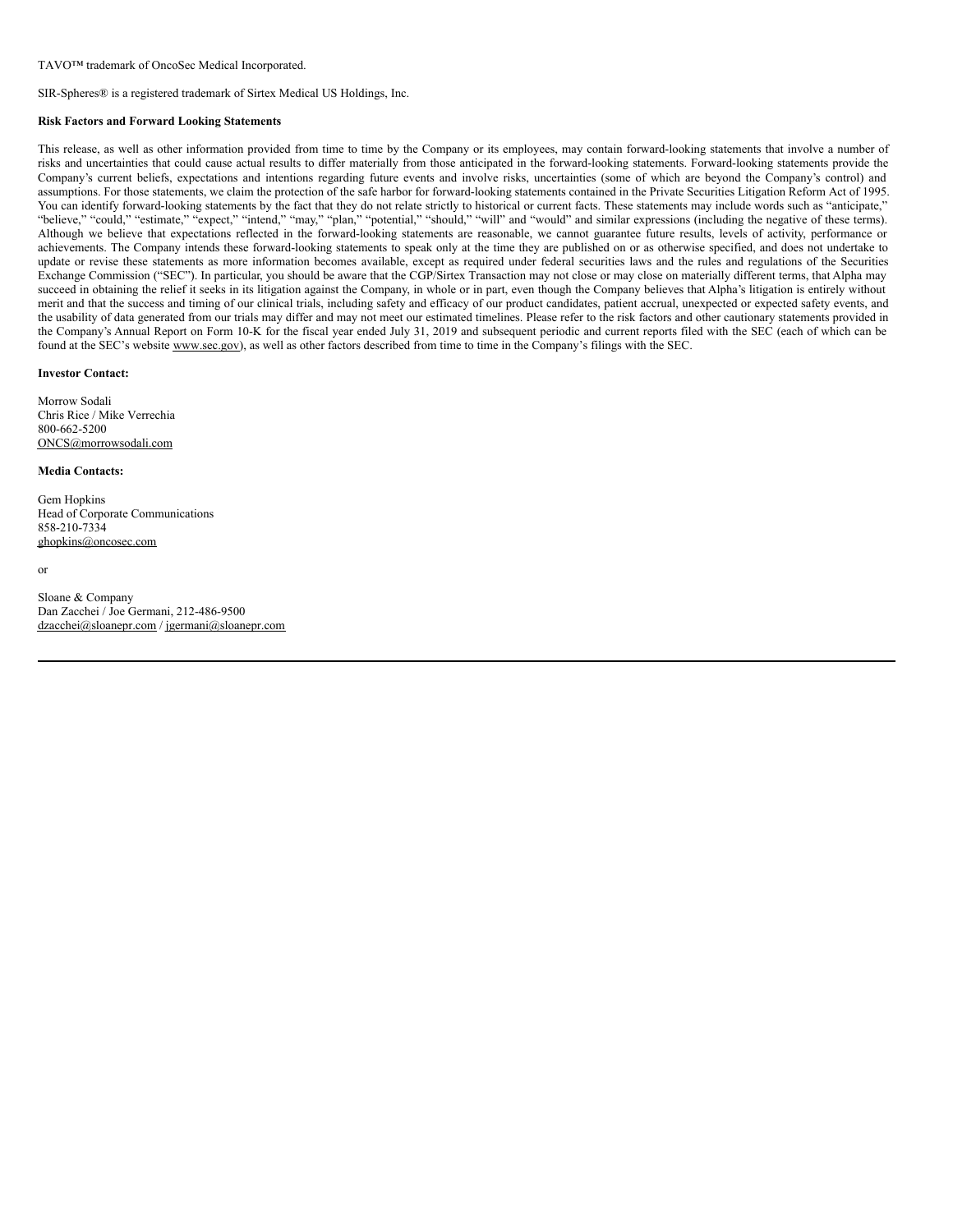TAVO™ trademark of OncoSec Medical Incorporated.

SIR-Spheres® is a registered trademark of Sirtex Medical US Holdings, Inc.

**Risk Factors and Forward Looking Statements**

This release, as well as other information provided from time to time by the Company or its employees, may contain forward-looking statements that involve a number of risks and uncertainties that could cause actual results to differ materially from those anticipated in the forward-looking statements. Forward-looking statements provide the Company's current beliefs, expectations and intentions regarding future events and involve risks, uncertainties (some of which are beyond the Company's control) and assumptions. For those statements, we claim the protection of the safe harbor for forward-looking statements contained in the Private Securities Litigation Reform Act of 1995. You can identify forward-looking statements by the fact that they do not relate strictly to historical or current facts. These statements may include words such as "anticipate," "believe," "could," "estimate," "expect," "intend," "may," "plan," "potential," "should," "will" and "would" and similar expressions (including the negative of these terms). Although we believe that expectations reflected in the forward-looking statements are reasonable, we cannot guarantee future results, levels of activity, performance or achievements. The Company intends these forward-looking statements to speak only at the time they are published on or as otherwise specified, and does not undertake to update or revise these statements as more information becomes available, except as required under federal securities laws and the rules and regulations of the Securities Exchange Commission ("SEC"). In particular, you should be aware that the CGP/Sirtex Transaction may not close or may close on materially different terms, that Alpha may succeed in obtaining the relief it seeks in its litigation against the Company, in whole or in part, even though the Company believes that Alpha's litigation is entirely without merit and that the success and timing of our clinical trials, including safety and efficacy of our product candidates, patient accrual, unexpected or expected safety events, and the usability of data generated from our trials may differ and may not meet our estimated timelines. Please refer to the risk factors and other cautionary statements provided in the Company's Annual Report on Form 10-K for the fiscal year ended July 31, 2019 and subsequent periodic and current reports filed with the SEC (each of which can be found at the SEC's website www.sec.gov), as well as other factors described from time to time in the Company's filings with the SEC.

**Investor Contact:**

Morrow Sodali
Chris Rice / Mike Verrechia
800-662-5200
ONCS@morrowsodali.com

**Media Contacts:**

Gem Hopkins
Head of Corporate Communications
858-210-7334
ghopkins@oncosec.com

or

Sloane & Company
Dan Zacchei / Joe Germani, 212-486-9500
dzacchei@sloanepr.com / jgermani@sloanepr.com